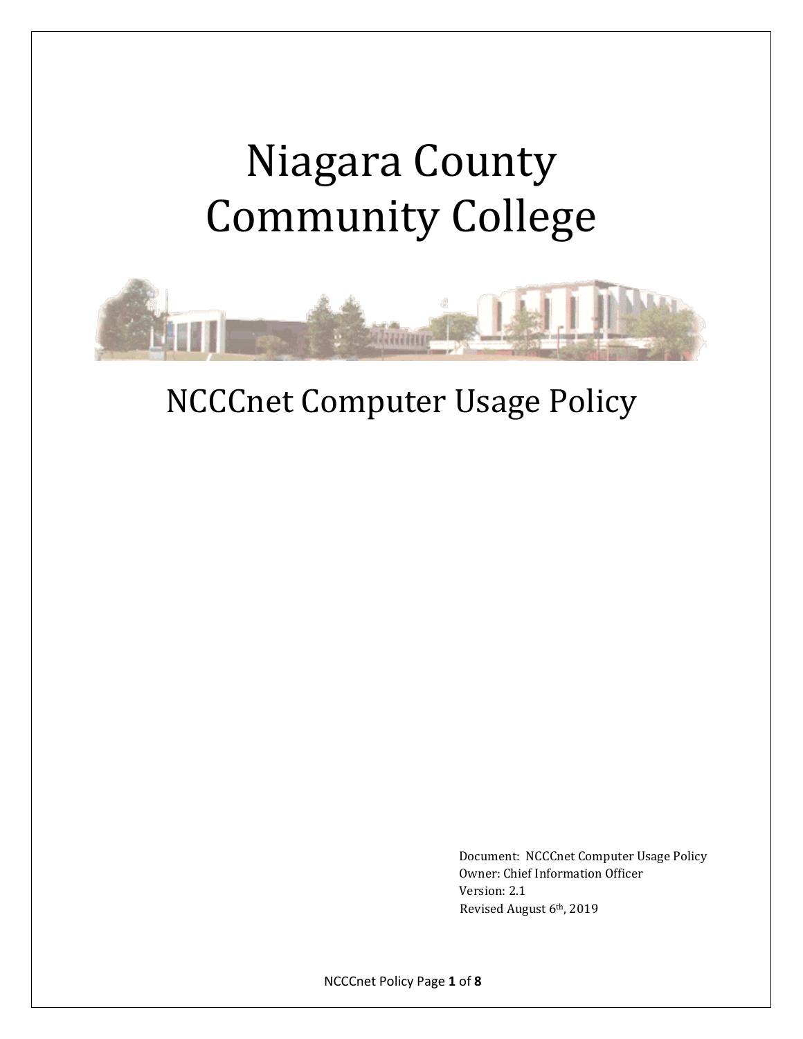# Niagara County Community College

## NCCCnet Computer Usage Policy

Document: NCCCnet Computer Usage Policy
Owner: Chief Information Officer
Version: 2.1
Revised August 6th, 2019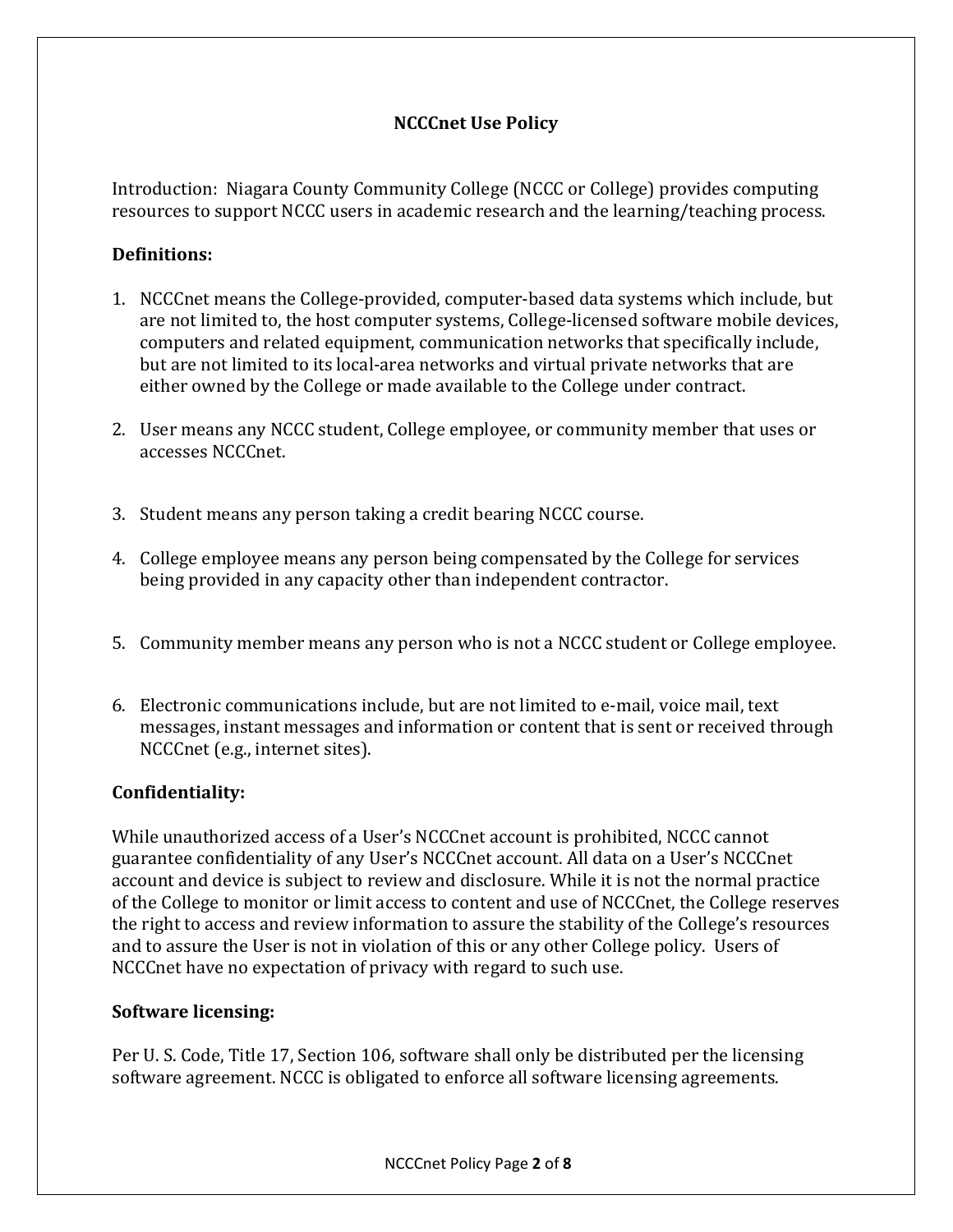# NCCCnet Use Policy

Introduction: Niagara County Community College (NCCC or College) provides computing resources to support NCCC users in academic research and the learning/teaching process.

**Definitions:**

1. NCCCnet means the College-provided, computer-based data systems which include, but are not limited to, the host computer systems, College-licensed software mobile devices, computers and related equipment, communication networks that specifically include, but are not limited to its local-area networks and virtual private networks that are either owned by the College or made available to the College under contract.

2. User means any NCCC student, College employee, or community member that uses or accesses NCCCnet.

3. Student means any person taking a credit bearing NCCC course.

4. College employee means any person being compensated by the College for services being provided in any capacity other than independent contractor.

5. Community member means any person who is not a NCCC student or College employee.

6. Electronic communications include, but are not limited to e-mail, voice mail, text messages, instant messages and information or content that is sent or received through NCCCnet (e.g., internet sites).

**Confidentiality:**

While unauthorized access of a User's NCCCnet account is prohibited, NCCC cannot guarantee confidentiality of any User's NCCCnet account. All data on a User's NCCCnet account and device is subject to review and disclosure. While it is not the normal practice of the College to monitor or limit access to content and use of NCCCnet, the College reserves the right to access and review information to assure the stability of the College's resources and to assure the User is not in violation of this or any other College policy. Users of NCCCnet have no expectation of privacy with regard to such use.

**Software licensing:**

Per U. S. Code, Title 17, Section 106, software shall only be distributed per the licensing software agreement. NCCC is obligated to enforce all software licensing agreements.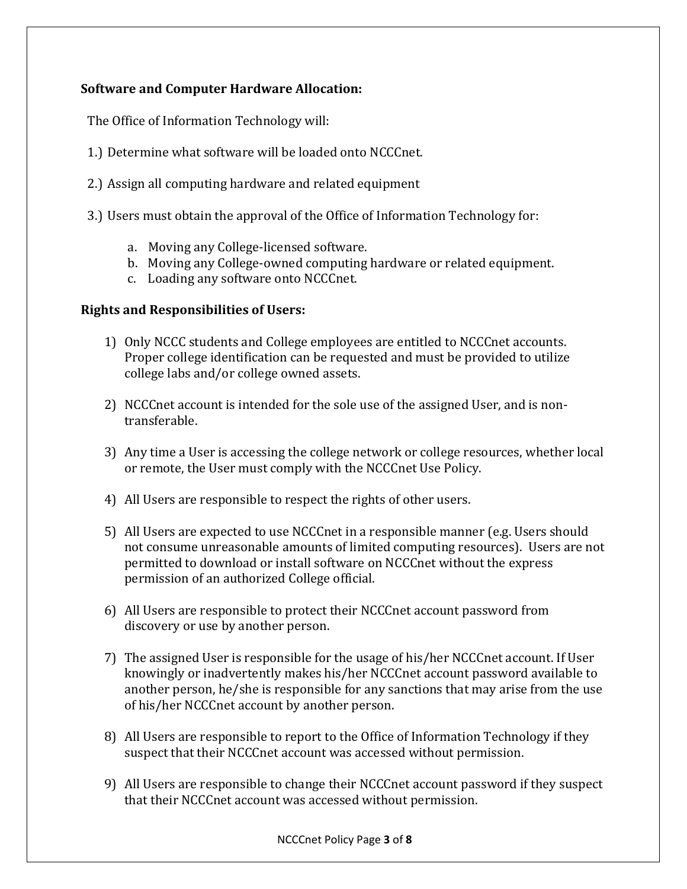**Software and Computer Hardware Allocation:**

The Office of Information Technology will:

1.) Determine what software will be loaded onto NCCCnet.

2.) Assign all computing hardware and related equipment

3.) Users must obtain the approval of the Office of Information Technology for:

   a. Moving any College-licensed software.
   b. Moving any College-owned computing hardware or related equipment.
   c. Loading any software onto NCCCnet.

**Rights and Responsibilities of Users:**

1) Only NCCC students and College employees are entitled to NCCCnet accounts. Proper college identification can be requested and must be provided to utilize college labs and/or college owned assets.

2) NCCCnet account is intended for the sole use of the assigned User, and is non-transferable.

3) Any time a User is accessing the college network or college resources, whether local or remote, the User must comply with the NCCCnet Use Policy.

4) All Users are responsible to respect the rights of other users.

5) All Users are expected to use NCCCnet in a responsible manner (e.g. Users should not consume unreasonable amounts of limited computing resources). Users are not permitted to download or install software on NCCCnet without the express permission of an authorized College official.

6) All Users are responsible to protect their NCCCnet account password from discovery or use by another person.

7) The assigned User is responsible for the usage of his/her NCCCnet account. If User knowingly or inadvertently makes his/her NCCCnet account password available to another person, he/she is responsible for any sanctions that may arise from the use of his/her NCCCnet account by another person.

8) All Users are responsible to report to the Office of Information Technology if they suspect that their NCCCnet account was accessed without permission.

9) All Users are responsible to change their NCCCnet account password if they suspect that their NCCCnet account was accessed without permission.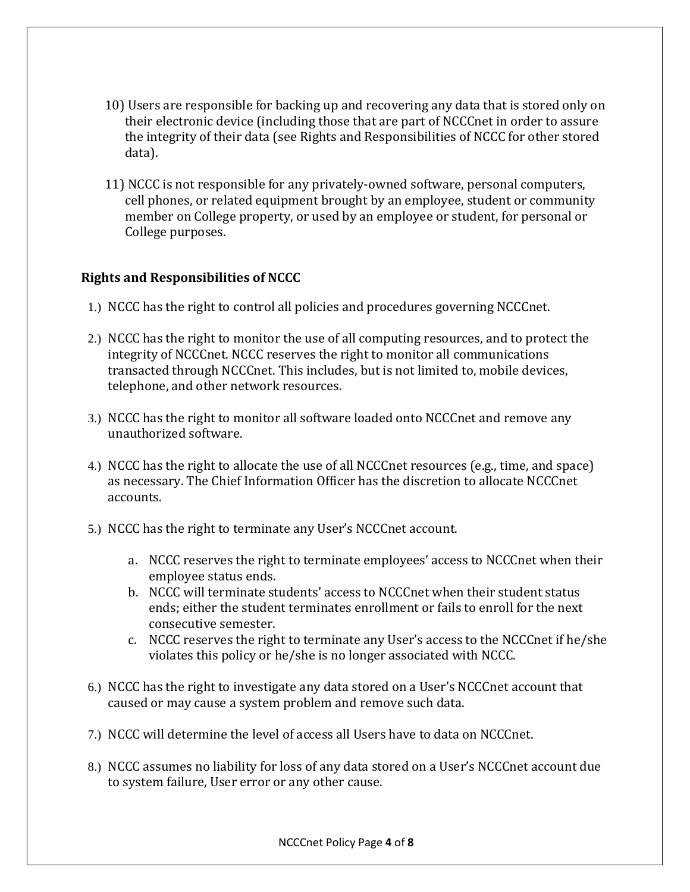10) Users are responsible for backing up and recovering any data that is stored only on their electronic device (including those that are part of NCCCnet in order to assure the integrity of their data (see Rights and Responsibilities of NCCC for other stored data).

11) NCCC is not responsible for any privately-owned software, personal computers, cell phones, or related equipment brought by an employee, student or community member on College property, or used by an employee or student, for personal or College purposes.

**Rights and Responsibilities of NCCC**

1.) NCCC has the right to control all policies and procedures governing NCCCnet.

2.) NCCC has the right to monitor the use of all computing resources, and to protect the integrity of NCCCnet. NCCC reserves the right to monitor all communications transacted through NCCCnet. This includes, but is not limited to, mobile devices, telephone, and other network resources.

3.) NCCC has the right to monitor all software loaded onto NCCCnet and remove any unauthorized software.

4.) NCCC has the right to allocate the use of all NCCCnet resources (e.g., time, and space) as necessary. The Chief Information Officer has the discretion to allocate NCCCnet accounts.

5.) NCCC has the right to terminate any User's NCCCnet account.

   a. NCCC reserves the right to terminate employees' access to NCCCnet when their employee status ends.
   b. NCCC will terminate students' access to NCCCnet when their student status ends; either the student terminates enrollment or fails to enroll for the next consecutive semester.
   c. NCCC reserves the right to terminate any User's access to the NCCCnet if he/she violates this policy or he/she is no longer associated with NCCC.

6.) NCCC has the right to investigate any data stored on a User's NCCCnet account that caused or may cause a system problem and remove such data.

7.) NCCC will determine the level of access all Users have to data on NCCCnet.

8.) NCCC assumes no liability for loss of any data stored on a User's NCCCnet account due to system failure, User error or any other cause.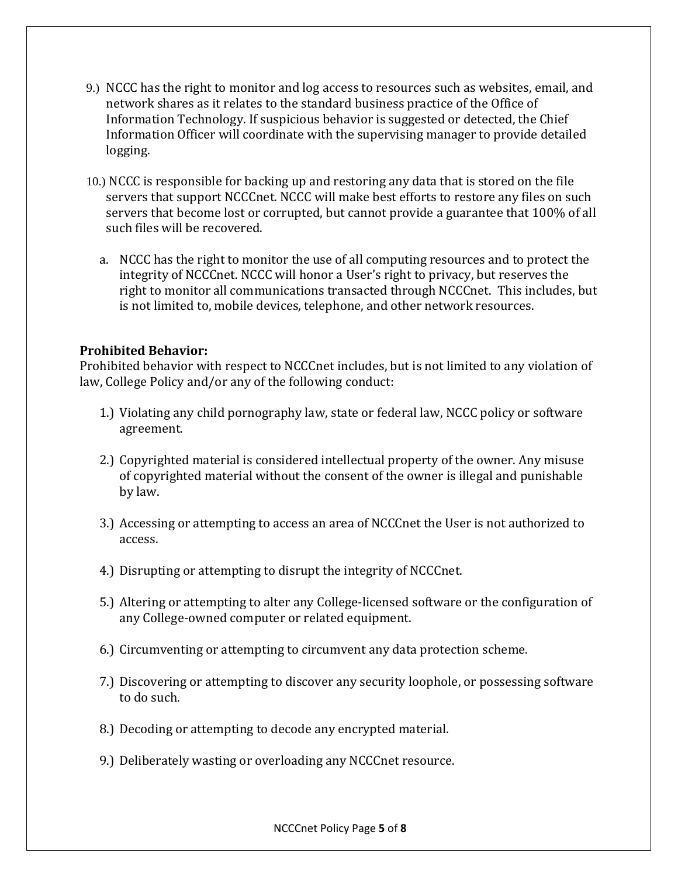9.) NCCC has the right to monitor and log access to resources such as websites, email, and network shares as it relates to the standard business practice of the Office of Information Technology. If suspicious behavior is suggested or detected, the Chief Information Officer will coordinate with the supervising manager to provide detailed logging.

10.) NCCC is responsible for backing up and restoring any data that is stored on the file servers that support NCCCnet. NCCC will make best efforts to restore any files on such servers that become lost or corrupted, but cannot provide a guarantee that 100% of all such files will be recovered.

   a. NCCC has the right to monitor the use of all computing resources and to protect the integrity of NCCCnet. NCCC will honor a User's right to privacy, but reserves the right to monitor all communications transacted through NCCCnet. This includes, but is not limited to, mobile devices, telephone, and other network resources.

**Prohibited Behavior:**
Prohibited behavior with respect to NCCCnet includes, but is not limited to any violation of law, College Policy and/or any of the following conduct:

1.) Violating any child pornography law, state or federal law, NCCC policy or software agreement.

2.) Copyrighted material is considered intellectual property of the owner. Any misuse of copyrighted material without the consent of the owner is illegal and punishable by law.

3.) Accessing or attempting to access an area of NCCCnet the User is not authorized to access.

4.) Disrupting or attempting to disrupt the integrity of NCCCnet.

5.) Altering or attempting to alter any College-licensed software or the configuration of any College-owned computer or related equipment.

6.) Circumventing or attempting to circumvent any data protection scheme.

7.) Discovering or attempting to discover any security loophole, or possessing software to do such.

8.) Decoding or attempting to decode any encrypted material.

9.) Deliberately wasting or overloading any NCCCnet resource.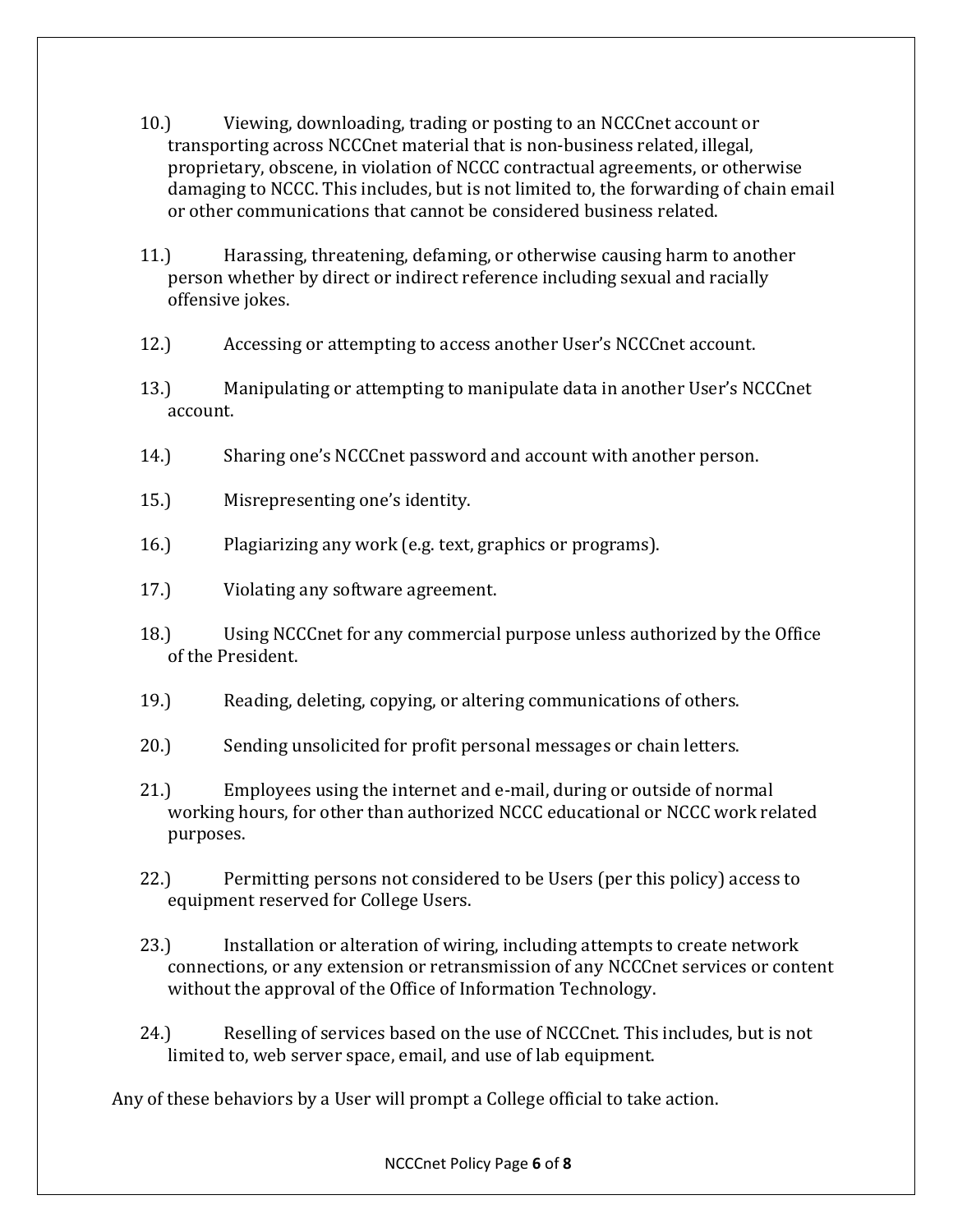10.) Viewing, downloading, trading or posting to an NCCCnet account or transporting across NCCCnet material that is non-business related, illegal, proprietary, obscene, in violation of NCCC contractual agreements, or otherwise damaging to NCCC. This includes, but is not limited to, the forwarding of chain email or other communications that cannot be considered business related.

11.) Harassing, threatening, defaming, or otherwise causing harm to another person whether by direct or indirect reference including sexual and racially offensive jokes.

12.) Accessing or attempting to access another User's NCCCnet account.

13.) Manipulating or attempting to manipulate data in another User's NCCCnet account.

14.) Sharing one's NCCCnet password and account with another person.

15.) Misrepresenting one's identity.

16.) Plagiarizing any work (e.g. text, graphics or programs).

17.) Violating any software agreement.

18.) Using NCCCnet for any commercial purpose unless authorized by the Office of the President.

19.) Reading, deleting, copying, or altering communications of others.

20.) Sending unsolicited for profit personal messages or chain letters.

21.) Employees using the internet and e-mail, during or outside of normal working hours, for other than authorized NCCC educational or NCCC work related purposes.

22.) Permitting persons not considered to be Users (per this policy) access to equipment reserved for College Users.

23.) Installation or alteration of wiring, including attempts to create network connections, or any extension or retransmission of any NCCCnet services or content without the approval of the Office of Information Technology.

24.) Reselling of services based on the use of NCCCnet. This includes, but is not limited to, web server space, email, and use of lab equipment.

Any of these behaviors by a User will prompt a College official to take action.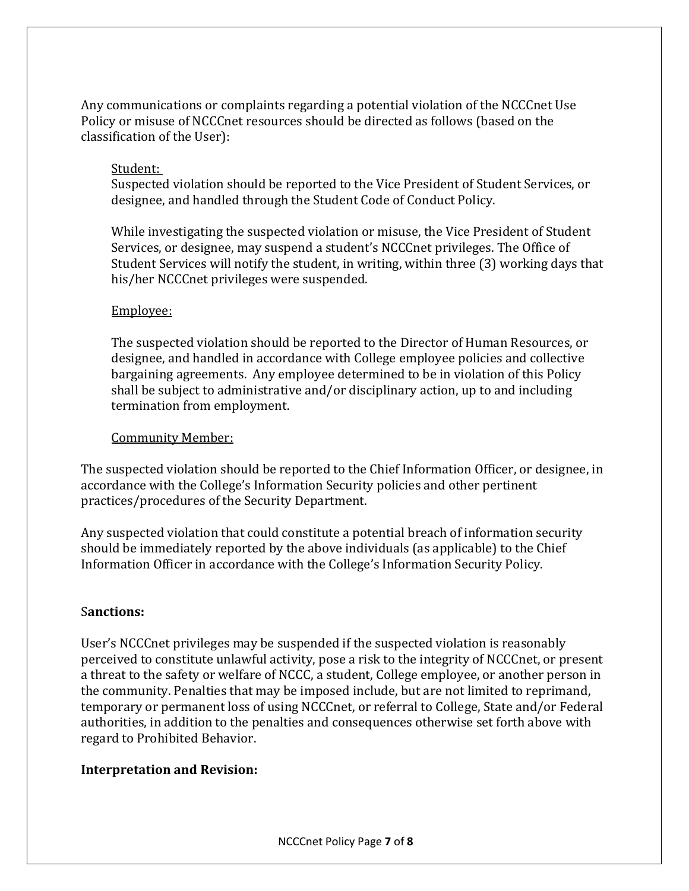Any communications or complaints regarding a potential violation of the NCCCnet Use Policy or misuse of NCCCnet resources should be directed as follows (based on the classification of the User):

<u>Student:</u>
Suspected violation should be reported to the Vice President of Student Services, or designee, and handled through the Student Code of Conduct Policy.

While investigating the suspected violation or misuse, the Vice President of Student Services, or designee, may suspend a student's NCCCnet privileges. The Office of Student Services will notify the student, in writing, within three (3) working days that his/her NCCCnet privileges were suspended.

<u>Employee:</u>

The suspected violation should be reported to the Director of Human Resources, or designee, and handled in accordance with College employee policies and collective bargaining agreements. Any employee determined to be in violation of this Policy shall be subject to administrative and/or disciplinary action, up to and including termination from employment.

<u>Community Member:</u>

The suspected violation should be reported to the Chief Information Officer, or designee, in accordance with the College's Information Security policies and other pertinent practices/procedures of the Security Department.

Any suspected violation that could constitute a potential breach of information security should be immediately reported by the above individuals (as applicable) to the Chief Information Officer in accordance with the College's Information Security Policy.

**Sanctions:**

User's NCCCnet privileges may be suspended if the suspected violation is reasonably perceived to constitute unlawful activity, pose a risk to the integrity of NCCCnet, or present a threat to the safety or welfare of NCCC, a student, College employee, or another person in the community. Penalties that may be imposed include, but are not limited to reprimand, temporary or permanent loss of using NCCCnet, or referral to College, State and/or Federal authorities, in addition to the penalties and consequences otherwise set forth above with regard to Prohibited Behavior.

**Interpretation and Revision:**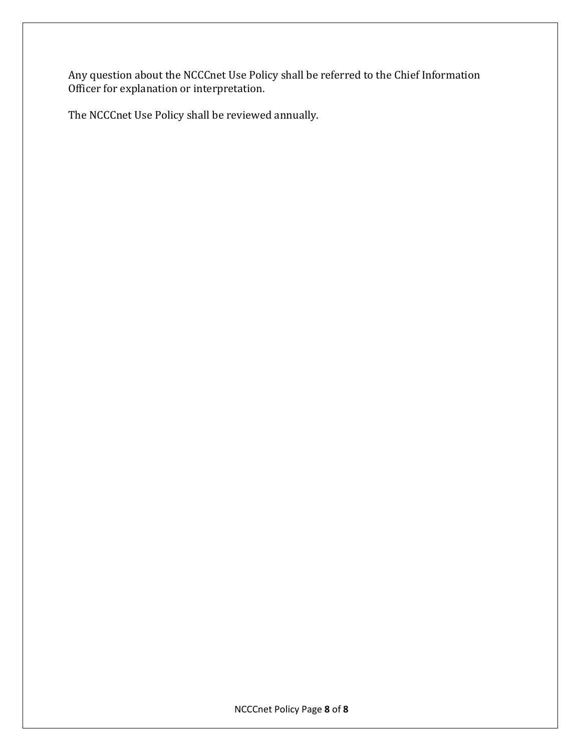Any question about the NCCCnet Use Policy shall be referred to the Chief Information Officer for explanation or interpretation.

The NCCCnet Use Policy shall be reviewed annually.